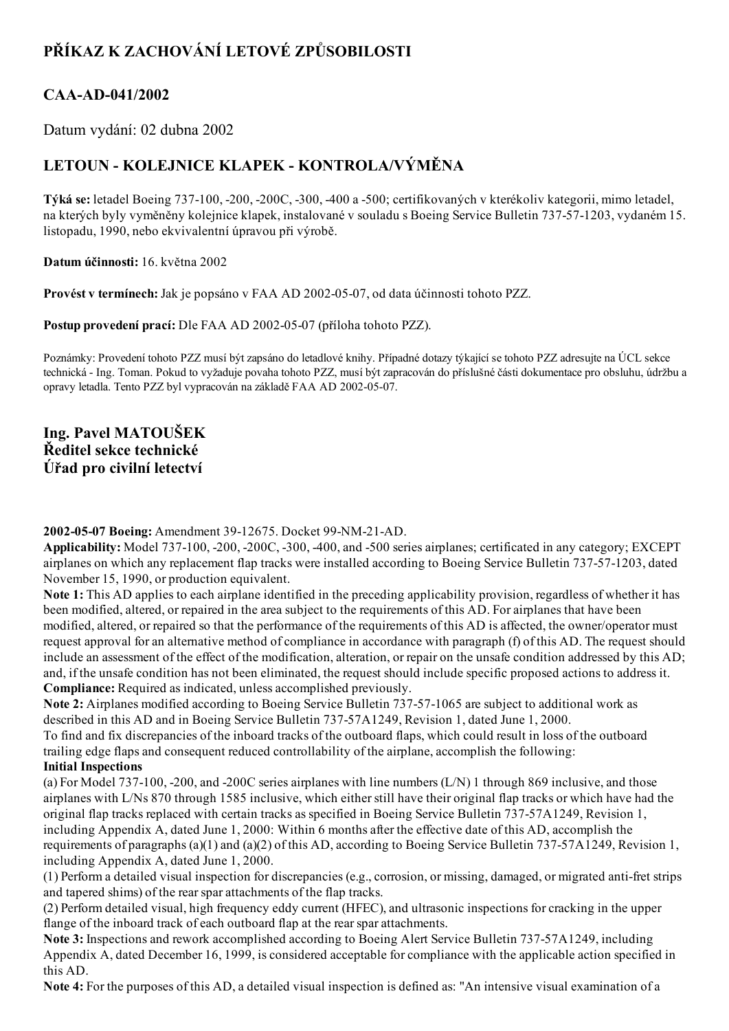# PŘÍKAZ K ZACHOVÁNÍ LETOVÉ ZPŮSOBILOSTI

## CAA-AD-041/2002

Datum vydání: 02 dubna 2002

## LETOUN - KOLEJNICE KLAPEK - KONTROLA/VÝMĚNA

**Týká se:** letadel Boeing 737-100, -200, -200C, -300, -400 a -500; certifikovaných v kterékoliv kategorii, mimo letadel, na kterých byly vyměněny kolejnice klapek, instalované v souladu s Boeing Service Bulletin 737-57-1203, vydaném 15. listopadu, 1990, nebo ekvivalentní úpravou při výrobě.

**Datum účinnosti:** 16. května 2002

**Provést v termínech:** Jak je popsáno v FAA AD 2002-05-07, od data účinnosti tohoto PZZ.

**Postup provedení prací:** Dle FAA AD 2002-05-07 (příloha tohoto PZZ).

Poznámky: Provedení tohoto PZZ musí být zapsáno do letadlové knihy. Případné dotazy týkající se tohoto PZZ adresujte na ÚCL sekce technická - Ing. Toman. Pokud to vyžaduje povaha tohoto PZZ, musí být zapracován do příslušné části dokumentace pro obsluhu, údržbu a opravy letadla. Tento PZZ byl vypracován na základě FAA AD 2002-05-07.

**Ing. Pavel MATOUŠEK**
**Ředitel sekce technické**
**Úřad pro civilní letectví**

**2002-05-07 Boeing:** Amendment 39-12675. Docket 99-NM-21-AD.

**Applicability:** Model 737-100, -200, -200C, -300, -400, and -500 series airplanes; certificated in any category; EXCEPT airplanes on which any replacement flap tracks were installed according to Boeing Service Bulletin 737-57-1203, dated November 15, 1990, or production equivalent.

**Note 1:** This AD applies to each airplane identified in the preceding applicability provision, regardless of whether it has been modified, altered, or repaired in the area subject to the requirements of this AD. For airplanes that have been modified, altered, or repaired so that the performance of the requirements of this AD is affected, the owner/operator must request approval for an alternative method of compliance in accordance with paragraph (f) of this AD. The request should include an assessment of the effect of the modification, alteration, or repair on the unsafe condition addressed by this AD; and, if the unsafe condition has not been eliminated, the request should include specific proposed actions to address it.

**Compliance:** Required as indicated, unless accomplished previously.

**Note 2:** Airplanes modified according to Boeing Service Bulletin 737-57-1065 are subject to additional work as described in this AD and in Boeing Service Bulletin 737-57A1249, Revision 1, dated June 1, 2000.

To find and fix discrepancies of the inboard tracks of the outboard flaps, which could result in loss of the outboard trailing edge flaps and consequent reduced controllability of the airplane, accomplish the following:

**Initial Inspections**

(a) For Model 737-100, -200, and -200C series airplanes with line numbers (L/N) 1 through 869 inclusive, and those airplanes with L/Ns 870 through 1585 inclusive, which either still have their original flap tracks or which have had the original flap tracks replaced with certain tracks as specified in Boeing Service Bulletin 737-57A1249, Revision 1, including Appendix A, dated June 1, 2000: Within 6 months after the effective date of this AD, accomplish the requirements of paragraphs (a)(1) and (a)(2) of this AD, according to Boeing Service Bulletin 737-57A1249, Revision 1, including Appendix A, dated June 1, 2000.

(1) Perform a detailed visual inspection for discrepancies (e.g., corrosion, or missing, damaged, or migrated anti-fret strips and tapered shims) of the rear spar attachments of the flap tracks.

(2) Perform detailed visual, high frequency eddy current (HFEC), and ultrasonic inspections for cracking in the upper flange of the inboard track of each outboard flap at the rear spar attachments.

**Note 3:** Inspections and rework accomplished according to Boeing Alert Service Bulletin 737-57A1249, including Appendix A, dated December 16, 1999, is considered acceptable for compliance with the applicable action specified in this AD.

**Note 4:** For the purposes of this AD, a detailed visual inspection is defined as: "An intensive visual examination of a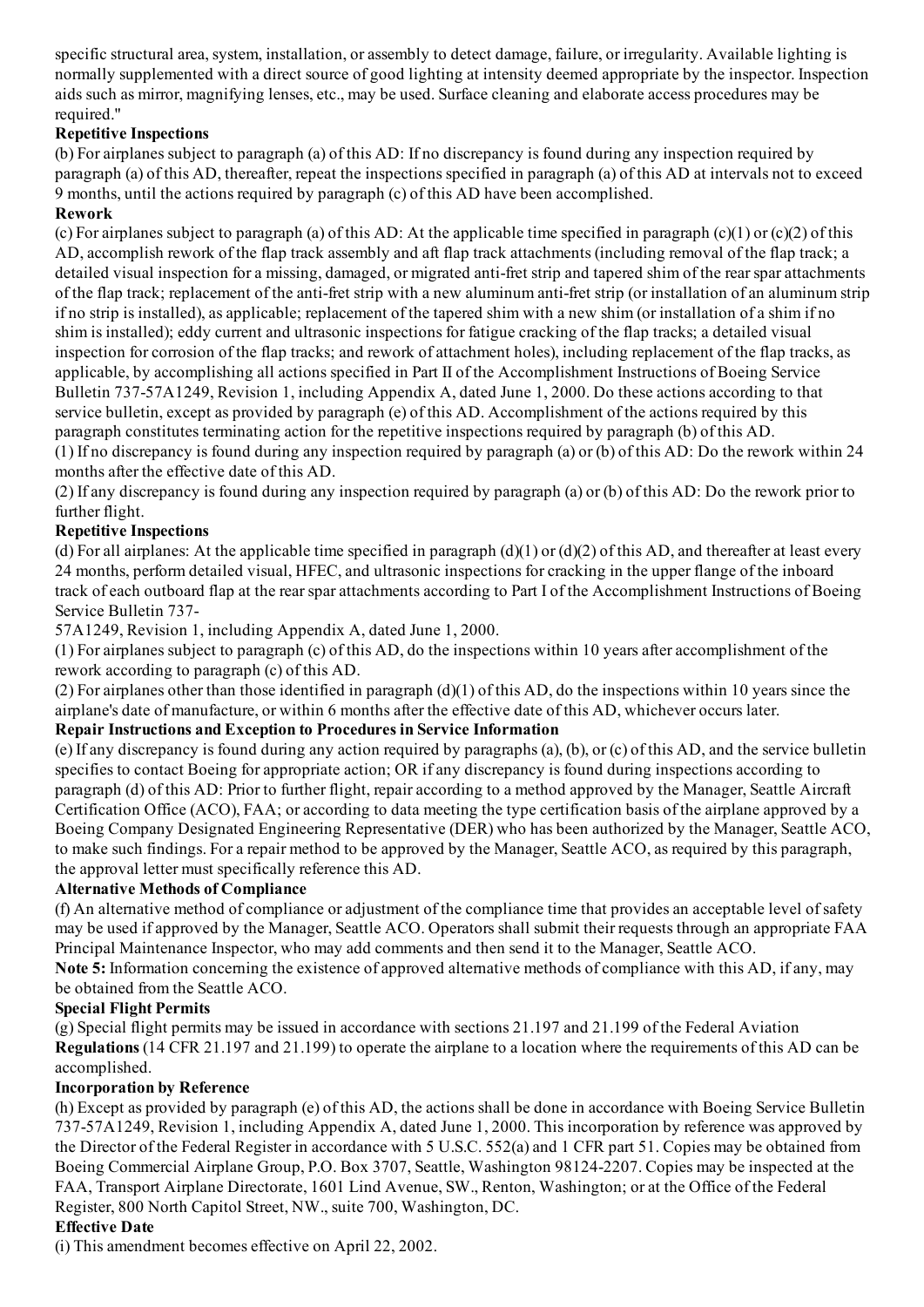specific structural area, system, installation, or assembly to detect damage, failure, or irregularity. Available lighting is normally supplemented with a direct source of good lighting at intensity deemed appropriate by the inspector. Inspection aids such as mirror, magnifying lenses, etc., may be used. Surface cleaning and elaborate access procedures may be required."

**Repetitive Inspections**

(b) For airplanes subject to paragraph (a) of this AD: If no discrepancy is found during any inspection required by paragraph (a) of this AD, thereafter, repeat the inspections specified in paragraph (a) of this AD at intervals not to exceed 9 months, until the actions required by paragraph (c) of this AD have been accomplished.

**Rework**

(c) For airplanes subject to paragraph (a) of this AD: At the applicable time specified in paragraph (c)(1) or (c)(2) of this AD, accomplish rework of the flap track assembly and aft flap track attachments (including removal of the flap track; a detailed visual inspection for a missing, damaged, or migrated anti-fret strip and tapered shim of the rear spar attachments of the flap track; replacement of the anti-fret strip with a new aluminum anti-fret strip (or installation of an aluminum strip if no strip is installed), as applicable; replacement of the tapered shim with a new shim (or installation of a shim if no shim is installed); eddy current and ultrasonic inspections for fatigue cracking of the flap tracks; a detailed visual inspection for corrosion of the flap tracks; and rework of attachment holes), including replacement of the flap tracks, as applicable, by accomplishing all actions specified in Part II of the Accomplishment Instructions of Boeing Service Bulletin 737-57A1249, Revision 1, including Appendix A, dated June 1, 2000. Do these actions according to that service bulletin, except as provided by paragraph (e) of this AD. Accomplishment of the actions required by this paragraph constitutes terminating action for the repetitive inspections required by paragraph (b) of this AD.

(1) If no discrepancy is found during any inspection required by paragraph (a) or (b) of this AD: Do the rework within 24 months after the effective date of this AD.

(2) If any discrepancy is found during any inspection required by paragraph (a) or (b) of this AD: Do the rework prior to further flight.

**Repetitive Inspections**

(d) For all airplanes: At the applicable time specified in paragraph (d)(1) or (d)(2) of this AD, and thereafter at least every 24 months, perform detailed visual, HFEC, and ultrasonic inspections for cracking in the upper flange of the inboard track of each outboard flap at the rear spar attachments according to Part I of the Accomplishment Instructions of Boeing Service Bulletin 737-57A1249, Revision 1, including Appendix A, dated June 1, 2000.

(1) For airplanes subject to paragraph (c) of this AD, do the inspections within 10 years after accomplishment of the rework according to paragraph (c) of this AD.

(2) For airplanes other than those identified in paragraph (d)(1) of this AD, do the inspections within 10 years since the airplane's date of manufacture, or within 6 months after the effective date of this AD, whichever occurs later.

**Repair Instructions and Exception to Procedures in Service Information**

(e) If any discrepancy is found during any action required by paragraphs (a), (b), or (c) of this AD, and the service bulletin specifies to contact Boeing for appropriate action; OR if any discrepancy is found during inspections according to paragraph (d) of this AD: Prior to further flight, repair according to a method approved by the Manager, Seattle Aircraft Certification Office (ACO), FAA; or according to data meeting the type certification basis of the airplane approved by a Boeing Company Designated Engineering Representative (DER) who has been authorized by the Manager, Seattle ACO, to make such findings. For a repair method to be approved by the Manager, Seattle ACO, as required by this paragraph, the approval letter must specifically reference this AD.

**Alternative Methods of Compliance**

(f) An alternative method of compliance or adjustment of the compliance time that provides an acceptable level of safety may be used if approved by the Manager, Seattle ACO. Operators shall submit their requests through an appropriate FAA Principal Maintenance Inspector, who may add comments and then send it to the Manager, Seattle ACO.

**Note 5:** Information concerning the existence of approved alternative methods of compliance with this AD, if any, may be obtained from the Seattle ACO.

**Special Flight Permits**

(g) Special flight permits may be issued in accordance with sections 21.197 and 21.199 of the Federal Aviation **Regulations** (14 CFR 21.197 and 21.199) to operate the airplane to a location where the requirements of this AD can be accomplished.

**Incorporation by Reference**

(h) Except as provided by paragraph (e) of this AD, the actions shall be done in accordance with Boeing Service Bulletin 737-57A1249, Revision 1, including Appendix A, dated June 1, 2000. This incorporation by reference was approved by the Director of the Federal Register in accordance with 5 U.S.C. 552(a) and 1 CFR part 51. Copies may be obtained from Boeing Commercial Airplane Group, P.O. Box 3707, Seattle, Washington 98124-2207. Copies may be inspected at the FAA, Transport Airplane Directorate, 1601 Lind Avenue, SW., Renton, Washington; or at the Office of the Federal Register, 800 North Capitol Street, NW., suite 700, Washington, DC.

**Effective Date**

(i) This amendment becomes effective on April 22, 2002.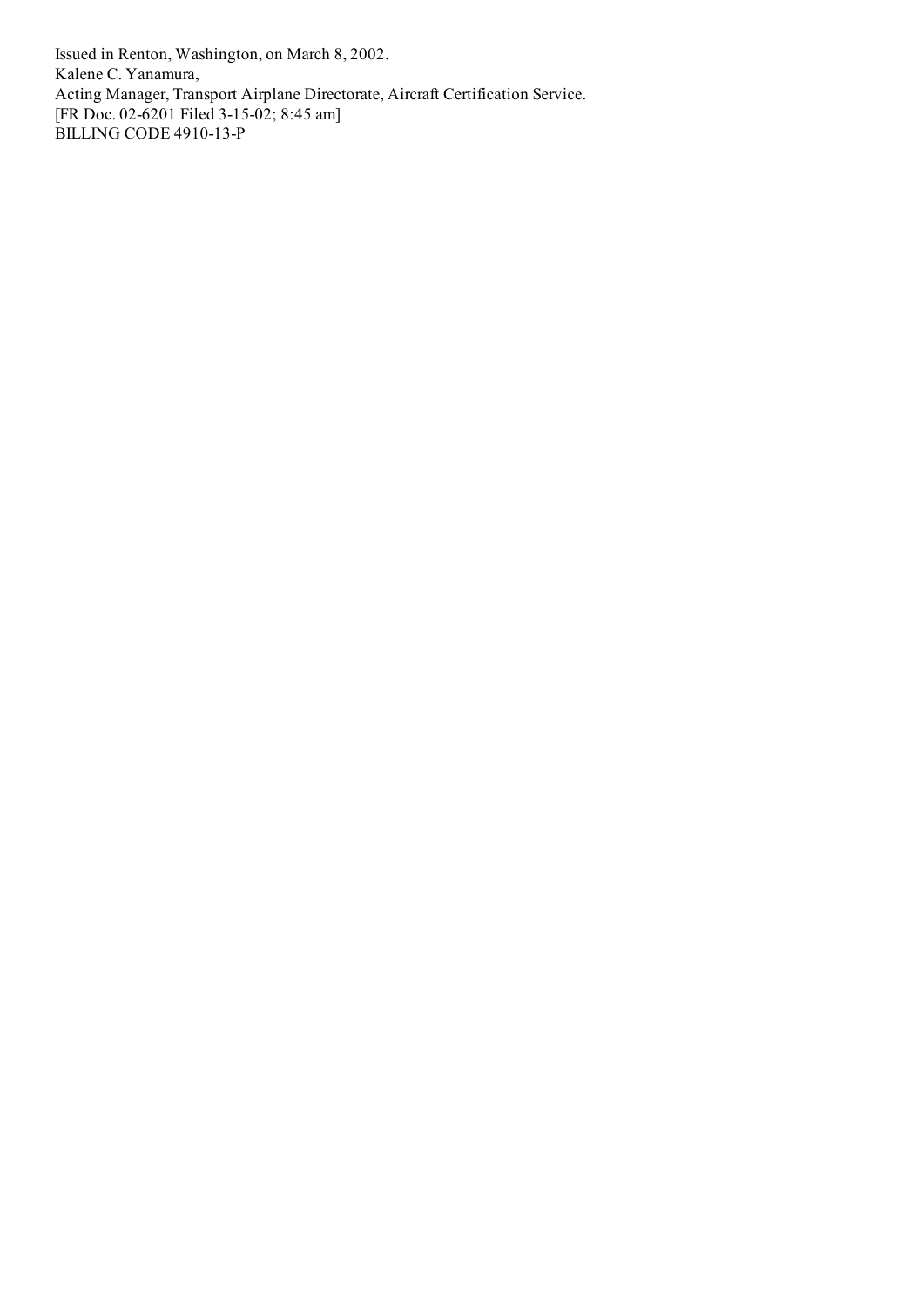Issued in Renton, Washington, on March 8, 2002.

Kalene C. Yanamura,

Acting Manager, Transport Airplane Directorate, Aircraft Certification Service.

[FR Doc. 02-6201 Filed 3-15-02; 8:45 am]

BILLING CODE 4910-13-P